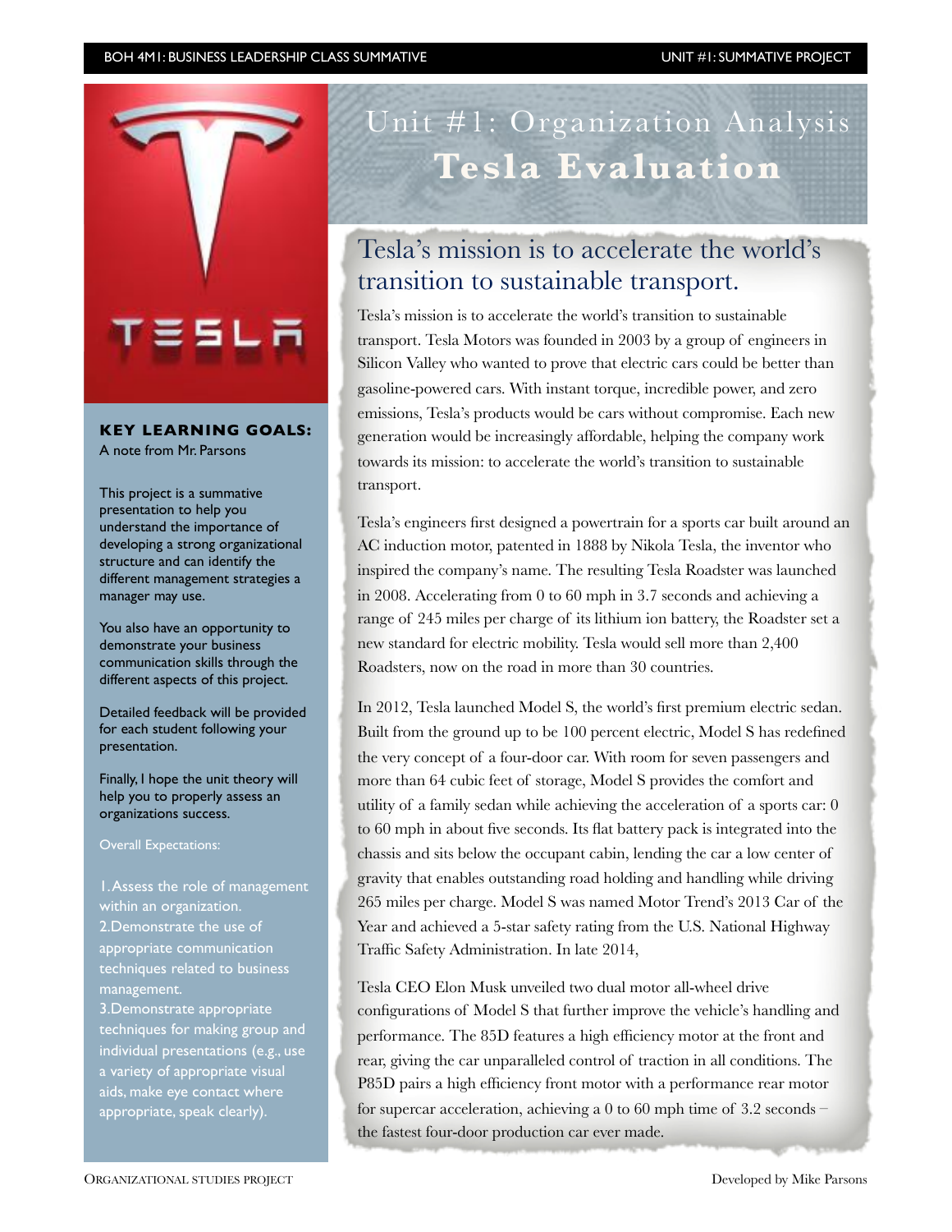# Unit #1: Organization Analysis
# **Tesla Evaluation**

## Tesla's mission is to accelerate the world's transition to sustainable transport.

Tesla's mission is to accelerate the world's transition to sustainable transport. Tesla Motors was founded in 2003 by a group of engineers in Silicon Valley who wanted to prove that electric cars could be better than gasoline-powered cars. With instant torque, incredible power, and zero emissions, Tesla's products would be cars without compromise. Each new generation would be increasingly affordable, helping the company work towards its mission: to accelerate the world's transition to sustainable transport.

Tesla's engineers first designed a powertrain for a sports car built around an AC induction motor, patented in 1888 by Nikola Tesla, the inventor who inspired the company's name. The resulting Tesla Roadster was launched in 2008. Accelerating from 0 to 60 mph in 3.7 seconds and achieving a range of 245 miles per charge of its lithium ion battery, the Roadster set a new standard for electric mobility. Tesla would sell more than 2,400 Roadsters, now on the road in more than 30 countries.

In 2012, Tesla launched Model S, the world's first premium electric sedan. Built from the ground up to be 100 percent electric, Model S has redefined the very concept of a four-door car. With room for seven passengers and more than 64 cubic feet of storage, Model S provides the comfort and utility of a family sedan while achieving the acceleration of a sports car: 0 to 60 mph in about five seconds. Its flat battery pack is integrated into the chassis and sits below the occupant cabin, lending the car a low center of gravity that enables outstanding road holding and handling while driving 265 miles per charge. Model S was named Motor Trend's 2013 Car of the Year and achieved a 5-star safety rating from the U.S. National Highway Traffic Safety Administration. In late 2014,

Tesla CEO Elon Musk unveiled two dual motor all-wheel drive configurations of Model S that further improve the vehicle's handling and performance. The 85D features a high efficiency motor at the front and rear, giving the car unparalleled control of traction in all conditions. The P85D pairs a high efficiency front motor with a performance rear motor for supercar acceleration, achieving a 0 to 60 mph time of 3.2 seconds – the fastest four-door production car ever made.

**KEY LEARNING GOALS:**
A note from Mr. Parsons

This project is a summative presentation to help you understand the importance of developing a strong organizational structure and can identify the different management strategies a manager may use.

You also have an opportunity to demonstrate your business communication skills through the different aspects of this project.

Detailed feedback will be provided for each student following your presentation.

Finally, I hope the unit theory will help you to properly assess an organizations success.

Overall Expectations:

1. Assess the role of management within an organization.
2. Demonstrate the use of appropriate communication techniques related to business management.
3. Demonstrate appropriate techniques for making group and individual presentations (e.g., use a variety of appropriate visual aids, make eye contact where appropriate, speak clearly).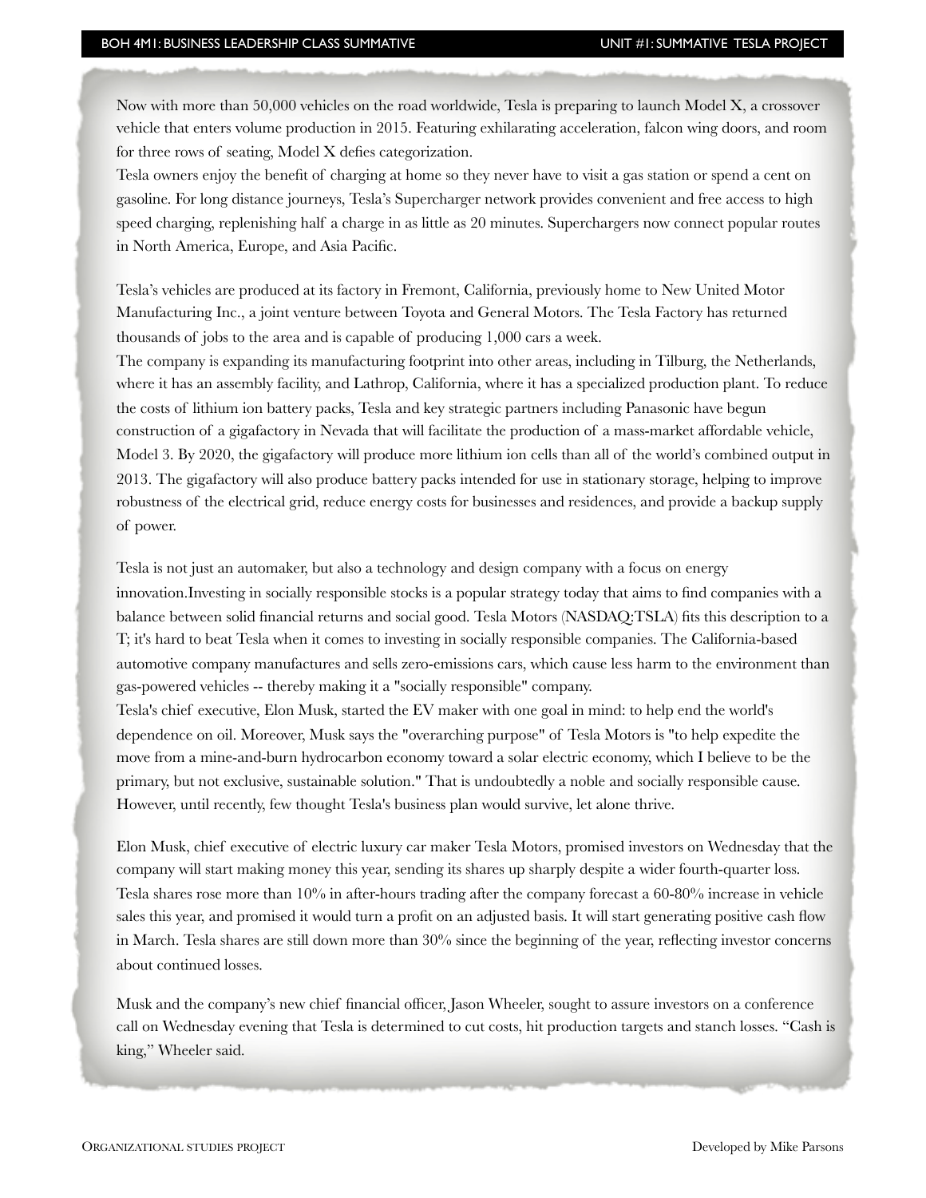Now with more than 50,000 vehicles on the road worldwide, Tesla is preparing to launch Model X, a crossover vehicle that enters volume production in 2015. Featuring exhilarating acceleration, falcon wing doors, and room for three rows of seating, Model X defies categorization.
Tesla owners enjoy the benefit of charging at home so they never have to visit a gas station or spend a cent on gasoline. For long distance journeys, Tesla's Supercharger network provides convenient and free access to high speed charging, replenishing half a charge in as little as 20 minutes. Superchargers now connect popular routes in North America, Europe, and Asia Pacific.

Tesla's vehicles are produced at its factory in Fremont, California, previously home to New United Motor Manufacturing Inc., a joint venture between Toyota and General Motors. The Tesla Factory has returned thousands of jobs to the area and is capable of producing 1,000 cars a week.
The company is expanding its manufacturing footprint into other areas, including in Tilburg, the Netherlands, where it has an assembly facility, and Lathrop, California, where it has a specialized production plant. To reduce the costs of lithium ion battery packs, Tesla and key strategic partners including Panasonic have begun construction of a gigafactory in Nevada that will facilitate the production of a mass-market affordable vehicle, Model 3. By 2020, the gigafactory will produce more lithium ion cells than all of the world's combined output in 2013. The gigafactory will also produce battery packs intended for use in stationary storage, helping to improve robustness of the electrical grid, reduce energy costs for businesses and residences, and provide a backup supply of power.

Tesla is not just an automaker, but also a technology and design company with a focus on energy innovation.Investing in socially responsible stocks is a popular strategy today that aims to find companies with a balance between solid financial returns and social good. Tesla Motors (NASDAQ:TSLA) fits this description to a T; it's hard to beat Tesla when it comes to investing in socially responsible companies. The California-based automotive company manufactures and sells zero-emissions cars, which cause less harm to the environment than gas-powered vehicles -- thereby making it a "socially responsible" company.
Tesla's chief executive, Elon Musk, started the EV maker with one goal in mind: to help end the world's dependence on oil. Moreover, Musk says the "overarching purpose" of Tesla Motors is "to help expedite the move from a mine-and-burn hydrocarbon economy toward a solar electric economy, which I believe to be the primary, but not exclusive, sustainable solution." That is undoubtedly a noble and socially responsible cause. However, until recently, few thought Tesla's business plan would survive, let alone thrive.

Elon Musk, chief executive of electric luxury car maker Tesla Motors, promised investors on Wednesday that the company will start making money this year, sending its shares up sharply despite a wider fourth-quarter loss. Tesla shares rose more than 10% in after-hours trading after the company forecast a 60-80% increase in vehicle sales this year, and promised it would turn a profit on an adjusted basis. It will start generating positive cash flow in March. Tesla shares are still down more than 30% since the beginning of the year, reflecting investor concerns about continued losses.

Musk and the company's new chief financial officer, Jason Wheeler, sought to assure investors on a conference call on Wednesday evening that Tesla is determined to cut costs, hit production targets and stanch losses. "Cash is king," Wheeler said.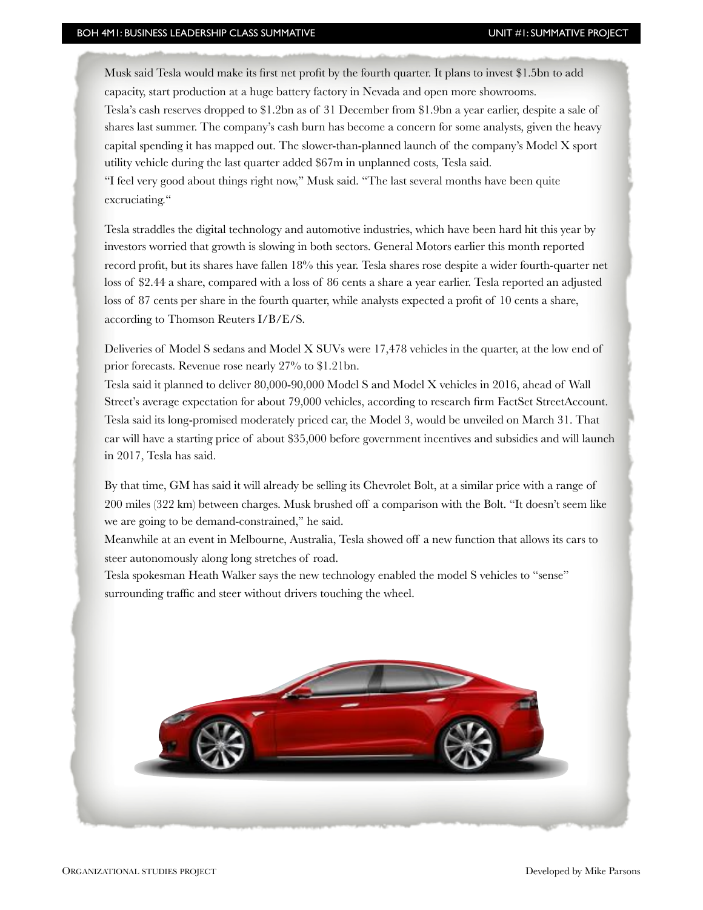Musk said Tesla would make its first net profit by the fourth quarter. It plans to invest $1.5bn to add capacity, start production at a huge battery factory in Nevada and open more showrooms.
Tesla's cash reserves dropped to $1.2bn as of 31 December from $1.9bn a year earlier, despite a sale of shares last summer. The company's cash burn has become a concern for some analysts, given the heavy capital spending it has mapped out. The slower-than-planned launch of the company's Model X sport utility vehicle during the last quarter added $67m in unplanned costs, Tesla said.
"I feel very good about things right now," Musk said. "The last several months have been quite excruciating."

Tesla straddles the digital technology and automotive industries, which have been hard hit this year by investors worried that growth is slowing in both sectors. General Motors earlier this month reported record profit, but its shares have fallen 18% this year. Tesla shares rose despite a wider fourth-quarter net loss of $2.44 a share, compared with a loss of 86 cents a share a year earlier. Tesla reported an adjusted loss of 87 cents per share in the fourth quarter, while analysts expected a profit of 10 cents a share, according to Thomson Reuters I/B/E/S.

Deliveries of Model S sedans and Model X SUVs were 17,478 vehicles in the quarter, at the low end of prior forecasts. Revenue rose nearly 27% to $1.21bn.
Tesla said it planned to deliver 80,000-90,000 Model S and Model X vehicles in 2016, ahead of Wall Street's average expectation for about 79,000 vehicles, according to research firm FactSet StreetAccount.
Tesla said its long-promised moderately priced car, the Model 3, would be unveiled on March 31. That car will have a starting price of about $35,000 before government incentives and subsidies and will launch in 2017, Tesla has said.

By that time, GM has said it will already be selling its Chevrolet Bolt, at a similar price with a range of 200 miles (322 km) between charges. Musk brushed off a comparison with the Bolt. "It doesn't seem like we are going to be demand-constrained," he said.
Meanwhile at an event in Melbourne, Australia, Tesla showed off a new function that allows its cars to steer autonomously along long stretches of road.
Tesla spokesman Heath Walker says the new technology enabled the model S vehicles to "sense" surrounding traffic and steer without drivers touching the wheel.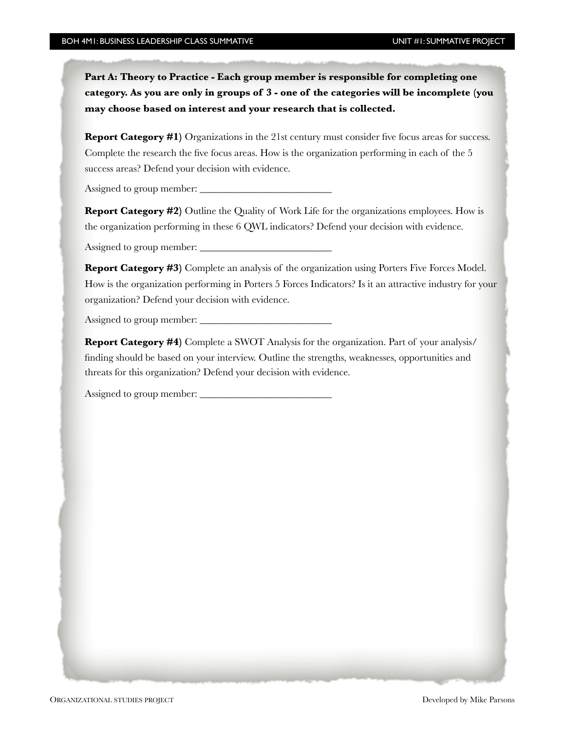**Part A: Theory to Practice - Each group member is responsible for completing one category. As you are only in groups of 3 - one of the categories will be incomplete (you may choose based on interest and your research that is collected.**

**Report Category #1**) Organizations in the 21st century must consider five focus areas for success. Complete the research the five focus areas. How is the organization performing in each of the 5 success areas? Defend your decision with evidence.

Assigned to group member: ___________________________

**Report Category #2**) Outline the Quality of Work Life for the organizations employees. How is the organization performing in these 6 QWL indicators? Defend your decision with evidence.

Assigned to group member: ___________________________

**Report Category #3**) Complete an analysis of the organization using Porters Five Forces Model. How is the organization performing in Porters 5 Forces Indicators? Is it an attractive industry for your organization? Defend your decision with evidence.

Assigned to group member: ___________________________

**Report Category #4**) Complete a SWOT Analysis for the organization. Part of your analysis/ finding should be based on your interview. Outline the strengths, weaknesses, opportunities and threats for this organization? Defend your decision with evidence.

Assigned to group member: ___________________________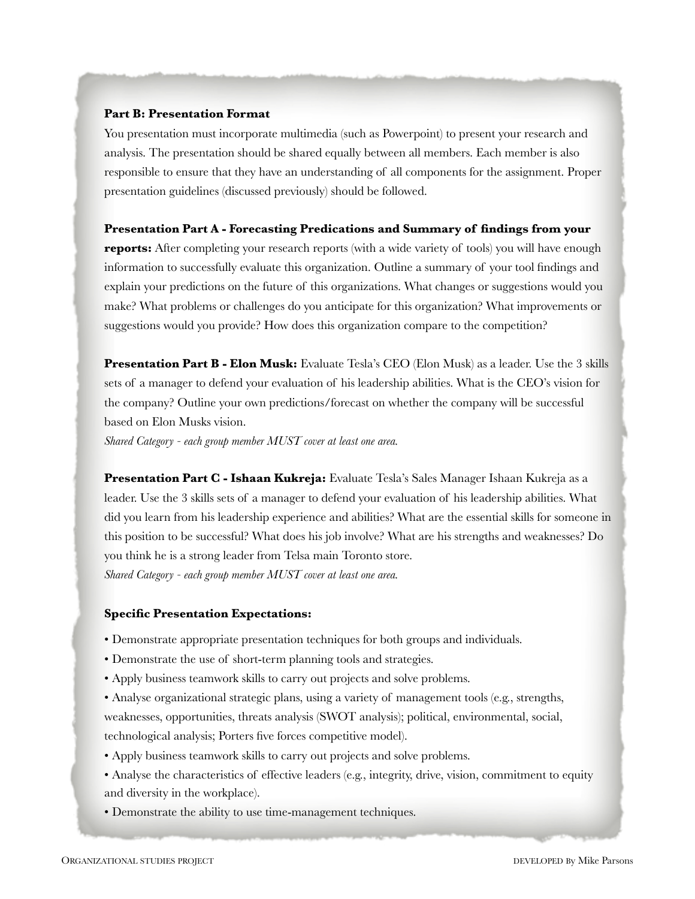**Part B: Presentation Format**

You presentation must incorporate multimedia (such as Powerpoint) to present your research and analysis. The presentation should be shared equally between all members. Each member is also responsible to ensure that they have an understanding of all components for the assignment. Proper presentation guidelines (discussed previously) should be followed.

**Presentation Part A - Forecasting Predications and Summary of findings from your reports:** After completing your research reports (with a wide variety of tools) you will have enough information to successfully evaluate this organization. Outline a summary of your tool findings and explain your predictions on the future of this organizations. What changes or suggestions would you make? What problems or challenges do you anticipate for this organization? What improvements or suggestions would you provide? How does this organization compare to the competition?

**Presentation Part B - Elon Musk:** Evaluate Tesla's CEO (Elon Musk) as a leader. Use the 3 skills sets of a manager to defend your evaluation of his leadership abilities. What is the CEO's vision for the company? Outline your own predictions/forecast on whether the company will be successful based on Elon Musks vision.

*Shared Category - each group member MUST cover at least one area.*

**Presentation Part C - Ishaan Kukreja:** Evaluate Tesla's Sales Manager Ishaan Kukreja as a leader. Use the 3 skills sets of a manager to defend your evaluation of his leadership abilities. What did you learn from his leadership experience and abilities? What are the essential skills for someone in this position to be successful? What does his job involve? What are his strengths and weaknesses? Do you think he is a strong leader from Telsa main Toronto store.

*Shared Category - each group member MUST cover at least one area.*

**Specific Presentation Expectations:**

- Demonstrate appropriate presentation techniques for both groups and individuals.
- Demonstrate the use of short-term planning tools and strategies.
- Apply business teamwork skills to carry out projects and solve problems.
- Analyse organizational strategic plans, using a variety of management tools (e.g., strengths, weaknesses, opportunities, threats analysis (SWOT analysis); political, environmental, social, technological analysis; Porters five forces competitive model).
- Apply business teamwork skills to carry out projects and solve problems.
- Analyse the characteristics of effective leaders (e.g., integrity, drive, vision, commitment to equity and diversity in the workplace).
- Demonstrate the ability to use time-management techniques.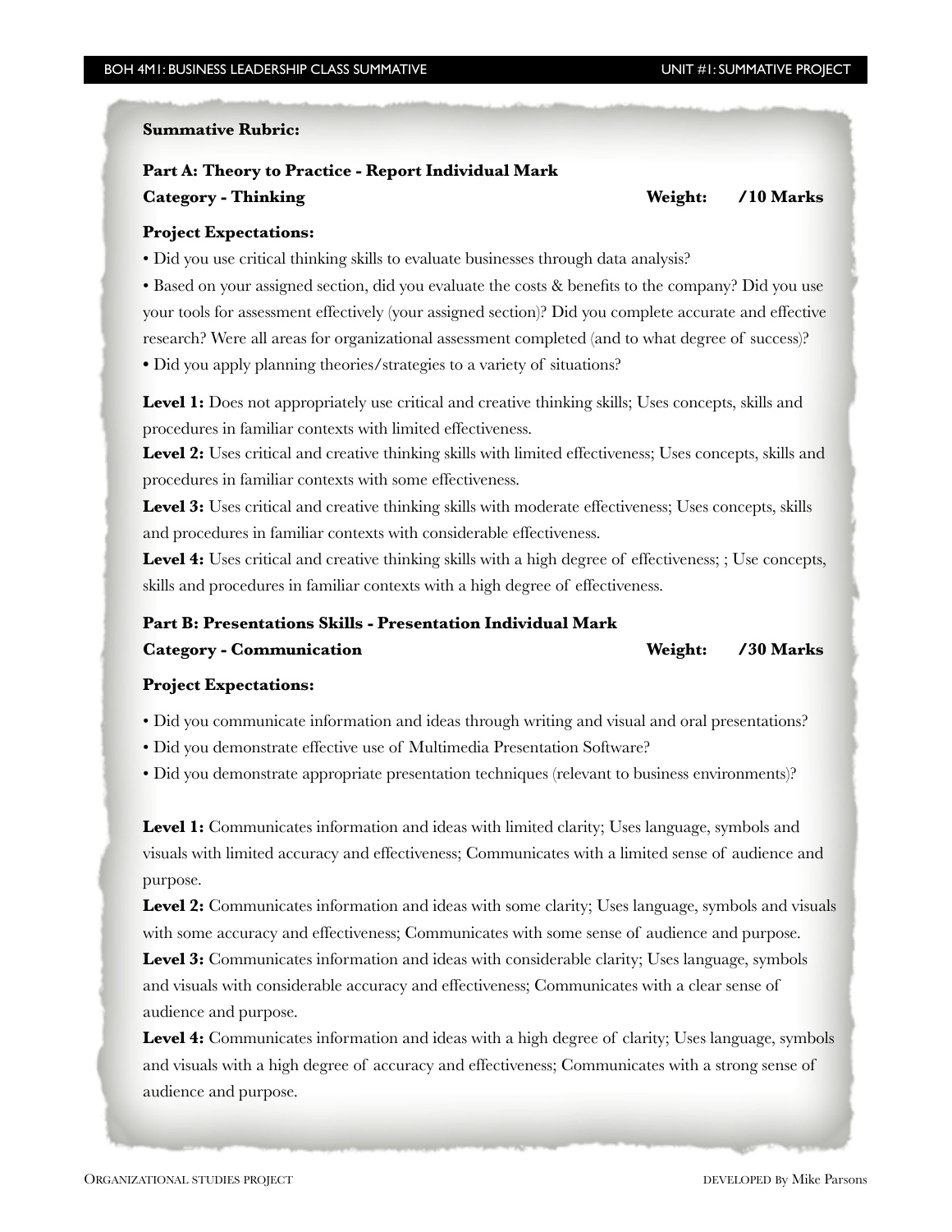**Summative Rubric:**

**Part A: Theory to Practice - Report Individual Mark**

**Category - Thinking** **Weight: /10 Marks**

**Project Expectations:**

• Did you use critical thinking skills to evaluate businesses through data analysis?

• Based on your assigned section, did you evaluate the costs & benefits to the company? Did you use your tools for assessment effectively (your assigned section)? Did you complete accurate and effective research? Were all areas for organizational assessment completed (and to what degree of success)?

• Did you apply planning theories/strategies to a variety of situations?

**Level 1:** Does not appropriately use critical and creative thinking skills; Uses concepts, skills and procedures in familiar contexts with limited effectiveness.

**Level 2:** Uses critical and creative thinking skills with limited effectiveness; Uses concepts, skills and procedures in familiar contexts with some effectiveness.

**Level 3:** Uses critical and creative thinking skills with moderate effectiveness; Uses concepts, skills and procedures in familiar contexts with considerable effectiveness.

**Level 4:** Uses critical and creative thinking skills with a high degree of effectiveness; ; Use concepts, skills and procedures in familiar contexts with a high degree of effectiveness.

**Part B: Presentations Skills - Presentation Individual Mark**

**Category - Communication** **Weight: /30 Marks**

**Project Expectations:**

• Did you communicate information and ideas through writing and visual and oral presentations?

• Did you demonstrate effective use of Multimedia Presentation Software?

• Did you demonstrate appropriate presentation techniques (relevant to business environments)?

**Level 1:** Communicates information and ideas with limited clarity; Uses language, symbols and visuals with limited accuracy and effectiveness; Communicates with a limited sense of audience and purpose.

**Level 2:** Communicates information and ideas with some clarity; Uses language, symbols and visuals with some accuracy and effectiveness; Communicates with some sense of audience and purpose.

**Level 3:** Communicates information and ideas with considerable clarity; Uses language, symbols and visuals with considerable accuracy and effectiveness; Communicates with a clear sense of audience and purpose.

**Level 4:** Communicates information and ideas with a high degree of clarity; Uses language, symbols and visuals with a high degree of accuracy and effectiveness; Communicates with a strong sense of audience and purpose.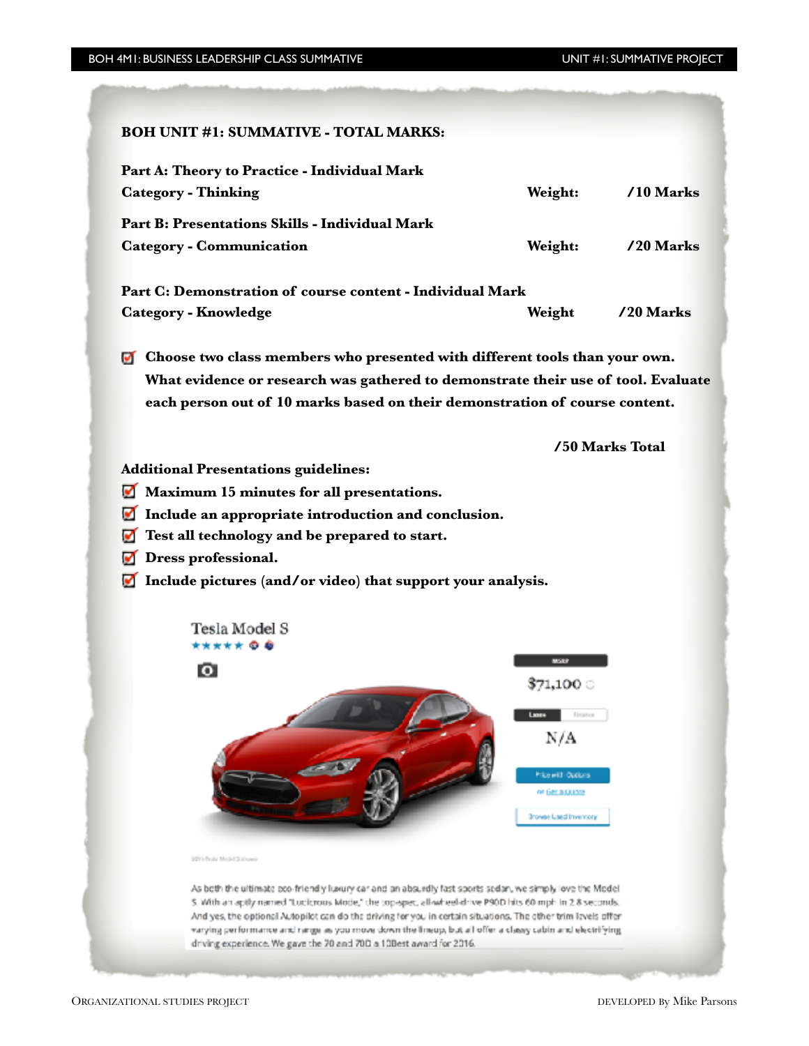## BOH UNIT #1: SUMMATIVE - TOTAL MARKS:

**Part A: Theory to Practice - Individual Mark**
**Category - Thinking** | **Weight:** | **/10 Marks**

**Part B: Presentations Skills - Individual Mark**
**Category - Communication** | **Weight:** | **/20 Marks**

**Part C: Demonstration of course content - Individual Mark**
**Category - Knowledge** | **Weight** | **/20 Marks**

- ☑ **Choose two class members who presented with different tools than your own. What evidence or research was gathered to demonstrate their use of tool. Evaluate each person out of 10 marks based on their demonstration of course content.**

**/50 Marks Total**

**Additional Presentations guidelines:**

- ☑ **Maximum 15 minutes for all presentations.**
- ☑ **Include an appropriate introduction and conclusion.**
- ☑ **Test all technology and be prepared to start.**
- ☑ **Dress professional.**
- ☑ **Include pictures (and/or video) that support your analysis.**

Tesla Model S

$71,100

N/A

As both the ultimate eco-friendly luxury car and an absurdly fast sports sedan, we simply love the Model S. With an aptly named "Ludicrous Mode," the top-spec, all-wheel-drive P90D hits 60 mph in 2.8 seconds. And yes, the optional Autopilot can do the driving for you in certain situations. The other trim levels offer varying performance and range as you move down the lineup, but all offer a classy cabin and electrifying driving experience. We gave the 70 and 70D a 10Best award for 2016.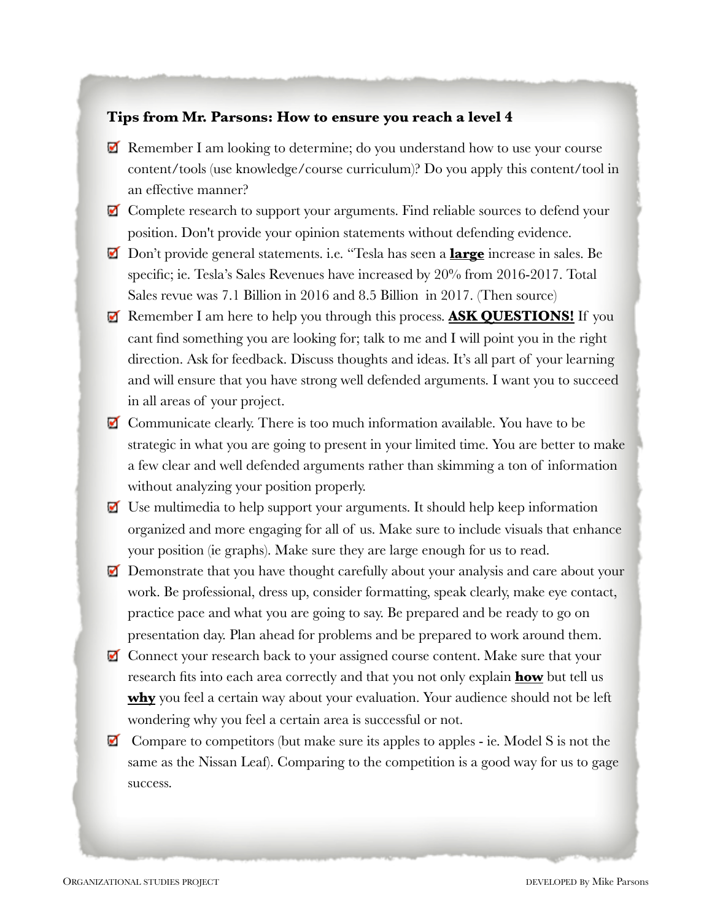### Tips from Mr. Parsons: How to ensure you reach a level 4

- Remember I am looking to determine; do you understand how to use your course content/tools (use knowledge/course curriculum)? Do you apply this content/tool in an effective manner?
- Complete research to support your arguments. Find reliable sources to defend your position. Don't provide your opinion statements without defending evidence.
- Don't provide general statements. i.e. "Tesla has seen a **large** increase in sales. Be specific; ie. Tesla's Sales Revenues have increased by 20% from 2016-2017. Total Sales revue was 7.1 Billion in 2016 and 8.5 Billion in 2017. (Then source)
- Remember I am here to help you through this process. **ASK QUESTIONS!** If you cant find something you are looking for; talk to me and I will point you in the right direction. Ask for feedback. Discuss thoughts and ideas. It's all part of your learning and will ensure that you have strong well defended arguments. I want you to succeed in all areas of your project.
- Communicate clearly. There is too much information available. You have to be strategic in what you are going to present in your limited time. You are better to make a few clear and well defended arguments rather than skimming a ton of information without analyzing your position properly.
- Use multimedia to help support your arguments. It should help keep information organized and more engaging for all of us. Make sure to include visuals that enhance your position (ie graphs). Make sure they are large enough for us to read.
- Demonstrate that you have thought carefully about your analysis and care about your work. Be professional, dress up, consider formatting, speak clearly, make eye contact, practice pace and what you are going to say. Be prepared and be ready to go on presentation day. Plan ahead for problems and be prepared to work around them.
- Connect your research back to your assigned course content. Make sure that your research fits into each area correctly and that you not only explain **how** but tell us **why** you feel a certain way about your evaluation. Your audience should not be left wondering why you feel a certain area is successful or not.
- Compare to competitors (but make sure its apples to apples - ie. Model S is not the same as the Nissan Leaf). Comparing to the competition is a good way for us to gage success.